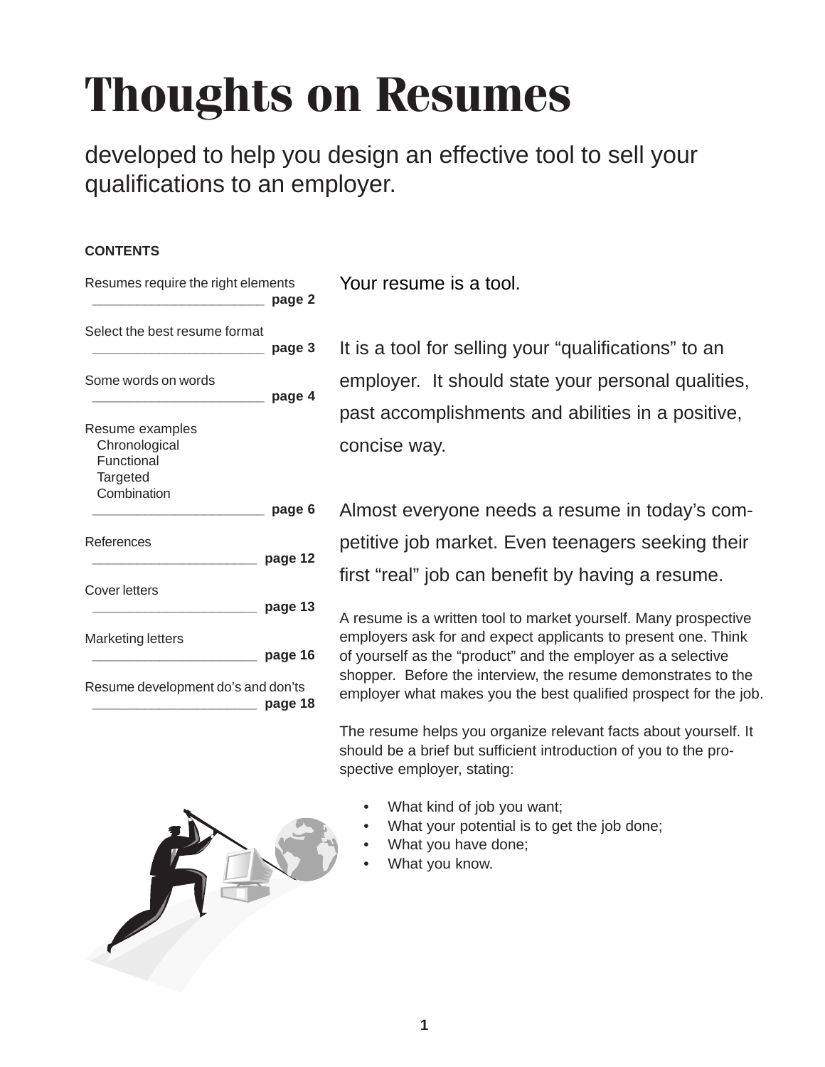# Thoughts on Resumes

developed to help you design an effective tool to sell your qualifications to an employer.

**CONTENTS**

Resumes require the right elements ______________________ **page 2**

Select the best resume format ______________________ **page 3**

Some words on words ______________________ **page 4**

Resume examples
- Chronological
- Functional
- Targeted
- Combination

______________________ **page 6**

References ______________________ **page 12**

Cover letters ______________________ **page 13**

Marketing letters ______________________ **page 16**

Resume development do's and don'ts ______________________ **page 18**

Your resume is a tool.

It is a tool for selling your "qualifications" to an employer. It should state your personal qualities, past accomplishments and abilities in a positive, concise way.

Almost everyone needs a resume in today's competitive job market. Even teenagers seeking their first "real" job can benefit by having a resume.

A resume is a written tool to market yourself. Many prospective employers ask for and expect applicants to present one. Think of yourself as the "product" and the employer as a selective shopper. Before the interview, the resume demonstrates to the employer what makes you the best qualified prospect for the job.

The resume helps you organize relevant facts about yourself. It should be a brief but sufficient introduction of you to the prospective employer, stating:

- What kind of job you want;
- What your potential is to get the job done;
- What you have done;
- What you know.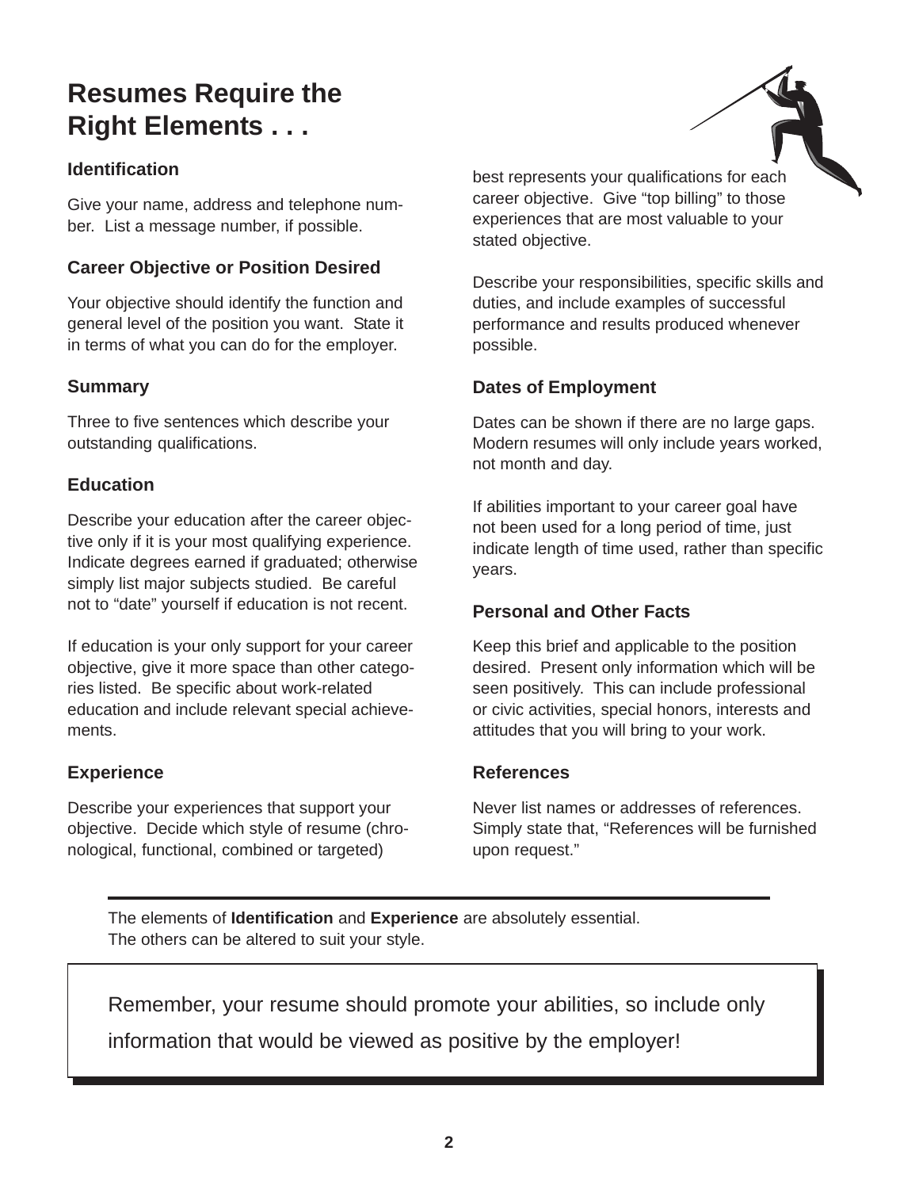# Resumes Require the Right Elements . . .

### Identification

Give your name, address and telephone number. List a message number, if possible.

### Career Objective or Position Desired

Your objective should identify the function and general level of the position you want. State it in terms of what you can do for the employer.

### Summary

Three to five sentences which describe your outstanding qualifications.

### Education

Describe your education after the career objective only if it is your most qualifying experience. Indicate degrees earned if graduated; otherwise simply list major subjects studied. Be careful not to "date" yourself if education is not recent.

If education is your only support for your career objective, give it more space than other categories listed. Be specific about work-related education and include relevant special achievements.

### Experience

Describe your experiences that support your objective. Decide which style of resume (chronological, functional, combined or targeted) best represents your qualifications for each career objective. Give "top billing" to those experiences that are most valuable to your stated objective.

Describe your responsibilities, specific skills and duties, and include examples of successful performance and results produced whenever possible.

### Dates of Employment

Dates can be shown if there are no large gaps. Modern resumes will only include years worked, not month and day.

If abilities important to your career goal have not been used for a long period of time, just indicate length of time used, rather than specific years.

### Personal and Other Facts

Keep this brief and applicable to the position desired. Present only information which will be seen positively. This can include professional or civic activities, special honors, interests and attitudes that you will bring to your work.

### References

Never list names or addresses of references. Simply state that, "References will be furnished upon request."

---

The elements of **Identification** and **Experience** are absolutely essential. The others can be altered to suit your style.

Remember, your resume should promote your abilities, so include only information that would be viewed as positive by the employer!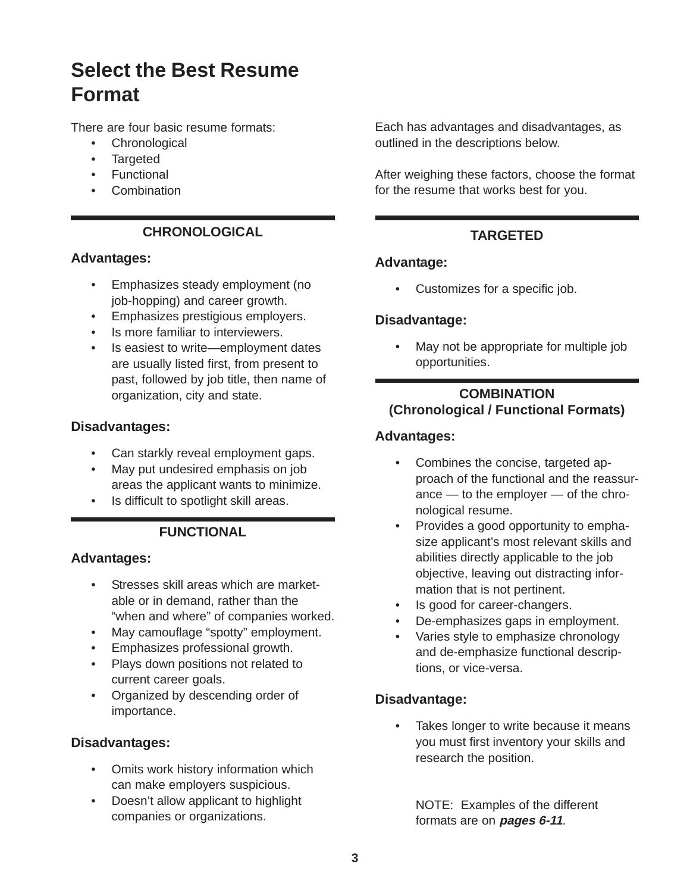# Select the Best Resume Format

There are four basic resume formats:

- Chronological
- Targeted
- Functional
- Combination

Each has advantages and disadvantages, as outlined in the descriptions below.

After weighing these factors, choose the format for the resume that works best for you.

## CHRONOLOGICAL

### Advantages:

- Emphasizes steady employment (no job-hopping) and career growth.
- Emphasizes prestigious employers.
- Is more familiar to interviewers.
- Is easiest to write—employment dates are usually listed first, from present to past, followed by job title, then name of organization, city and state.

### Disadvantages:

- Can starkly reveal employment gaps.
- May put undesired emphasis on job areas the applicant wants to minimize.
- Is difficult to spotlight skill areas.

## FUNCTIONAL

### Advantages:

- Stresses skill areas which are marketable or in demand, rather than the “when and where” of companies worked.
- May camouflage “spotty” employment.
- Emphasizes professional growth.
- Plays down positions not related to current career goals.
- Organized by descending order of importance.

### Disadvantages:

- Omits work history information which can make employers suspicious.
- Doesn’t allow applicant to highlight companies or organizations.

## TARGETED

### Advantage:

- Customizes for a specific job.

### Disadvantage:

- May not be appropriate for multiple job opportunities.

## COMBINATION (Chronological / Functional Formats)

### Advantages:

- Combines the concise, targeted approach of the functional and the reassurance — to the employer — of the chronological resume.
- Provides a good opportunity to emphasize applicant’s most relevant skills and abilities directly applicable to the job objective, leaving out distracting information that is not pertinent.
- Is good for career-changers.
- De-emphasizes gaps in employment.
- Varies style to emphasize chronology and de-emphasize functional descriptions, or vice-versa.

### Disadvantage:

- Takes longer to write because it means you must first inventory your skills and research the position.

NOTE: Examples of the different formats are on ***pages 6-11***.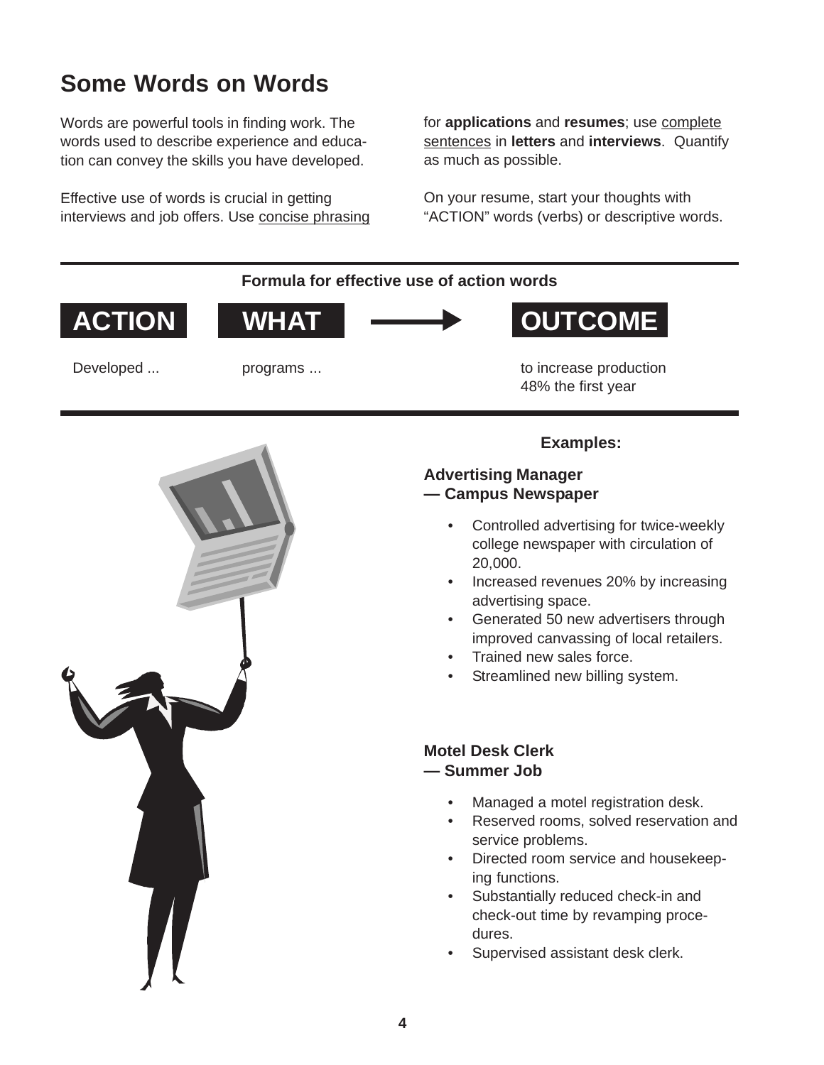# Some Words on Words

Words are powerful tools in finding work. The words used to describe experience and education can convey the skills you have developed.

Effective use of words is crucial in getting interviews and job offers. Use concise phrasing for **applications** and **resumes**; use complete sentences in **letters** and **interviews**. Quantify as much as possible.

On your resume, start your thoughts with "ACTION" words (verbs) or descriptive words.

**Formula for effective use of action words**

| ACTION | WHAT | → | OUTCOME |
| --- | --- | --- | --- |
| Developed ... | programs ... | | to increase production 48% the first year |

**Examples:**

**Advertising Manager — Campus Newspaper**

- Controlled advertising for twice-weekly college newspaper with circulation of 20,000.
- Increased revenues 20% by increasing advertising space.
- Generated 50 new advertisers through improved canvassing of local retailers.
- Trained new sales force.
- Streamlined new billing system.

**Motel Desk Clerk — Summer Job**

- Managed a motel registration desk.
- Reserved rooms, solved reservation and service problems.
- Directed room service and housekeeping functions.
- Substantially reduced check-in and check-out time by revamping procedures.
- Supervised assistant desk clerk.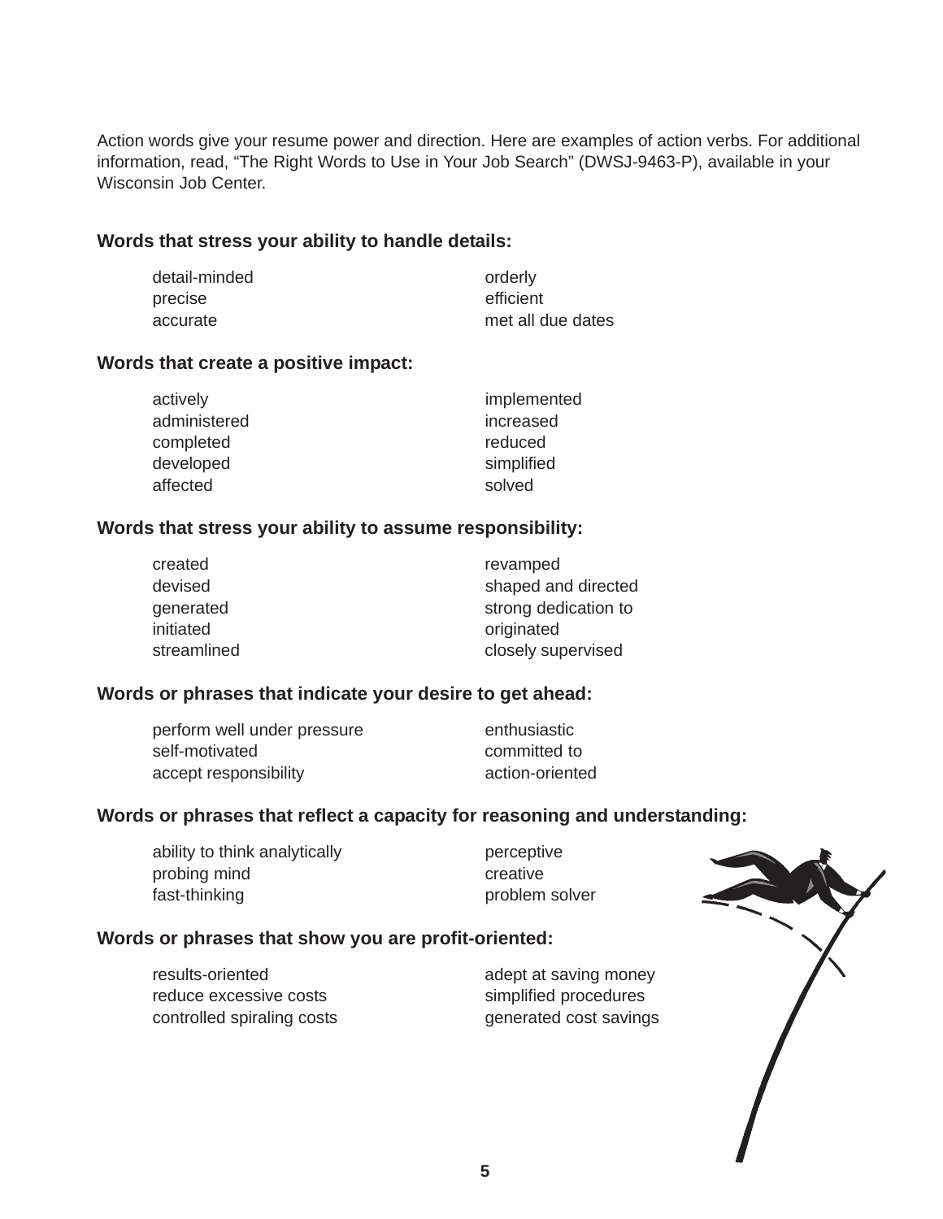Action words give your resume power and direction. Here are examples of action verbs. For additional information, read, "The Right Words to Use in Your Job Search" (DWSJ-9463-P), available in your Wisconsin Job Center.

**Words that stress your ability to handle details:**

- detail-minded
- precise
- accurate
- orderly
- efficient
- met all due dates

**Words that create a positive impact:**

- actively
- administered
- completed
- developed
- affected
- implemented
- increased
- reduced
- simplified
- solved

**Words that stress your ability to assume responsibility:**

- created
- devised
- generated
- initiated
- streamlined
- revamped
- shaped and directed
- strong dedication to
- originated
- closely supervised

**Words or phrases that indicate your desire to get ahead:**

- perform well under pressure
- self-motivated
- accept responsibility
- enthusiastic
- committed to
- action-oriented

**Words or phrases that reflect a capacity for reasoning and understanding:**

- ability to think analytically
- probing mind
- fast-thinking
- perceptive
- creative
- problem solver

**Words or phrases that show you are profit-oriented:**

- results-oriented
- reduce excessive costs
- controlled spiraling costs
- adept at saving money
- simplified procedures
- generated cost savings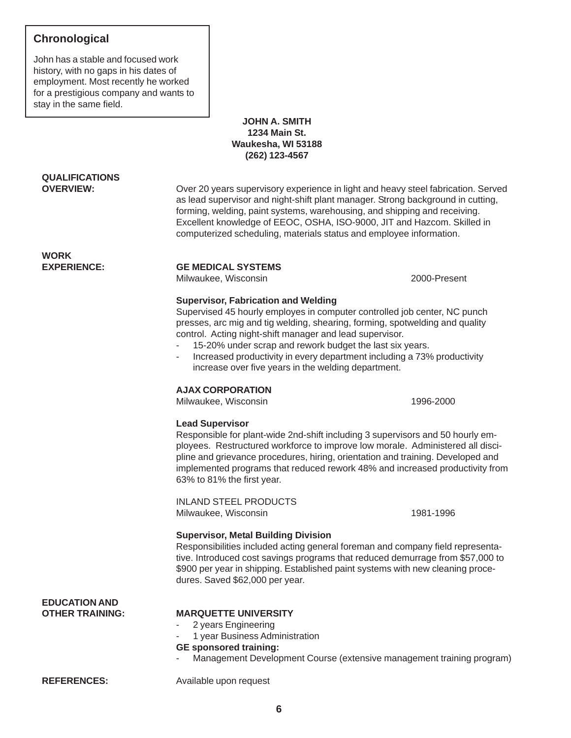## Chronological

John has a stable and focused work history, with no gaps in his dates of employment. Most recently he worked for a prestigious company and wants to stay in the same field.

**JOHN A. SMITH**
**1234 Main St.**
**Waukesha, WI 53188**
**(262) 123-4567**

**QUALIFICATIONS OVERVIEW:**

Over 20 years supervisory experience in light and heavy steel fabrication. Served as lead supervisor and night-shift plant manager. Strong background in cutting, forming, welding, paint systems, warehousing, and shipping and receiving. Excellent knowledge of EEOC, OSHA, ISO-9000, JIT and Hazcom. Skilled in computerized scheduling, materials status and employee information.

**WORK EXPERIENCE:**

**GE MEDICAL SYSTEMS**
Milwaukee, Wisconsin — 2000-Present

**Supervisor, Fabrication and Welding**
Supervised 45 hourly employes in computer controlled job center, NC punch presses, arc mig and tig welding, shearing, forming, spotwelding and quality control. Acting night-shift manager and lead supervisor.

- 15-20% under scrap and rework budget the last six years.
- Increased productivity in every department including a 73% productivity increase over five years in the welding department.

**AJAX CORPORATION**
Milwaukee, Wisconsin — 1996-2000

**Lead Supervisor**
Responsible for plant-wide 2nd-shift including 3 supervisors and 50 hourly employees. Restructured workforce to improve low morale. Administered all discipline and grievance procedures, hiring, orientation and training. Developed and implemented programs that reduced rework 48% and increased productivity from 63% to 81% the first year.

INLAND STEEL PRODUCTS
Milwaukee, Wisconsin — 1981-1996

**Supervisor, Metal Building Division**
Responsibilities included acting general foreman and company field representative. Introduced cost savings programs that reduced demurrage from $57,000 to $900 per year in shipping. Established paint systems with new cleaning procedures. Saved $62,000 per year.

**EDUCATION AND OTHER TRAINING:**

**MARQUETTE UNIVERSITY**

- 2 years Engineering
- 1 year Business Administration

**GE sponsored training:**

- Management Development Course (extensive management training program)

**REFERENCES:** Available upon request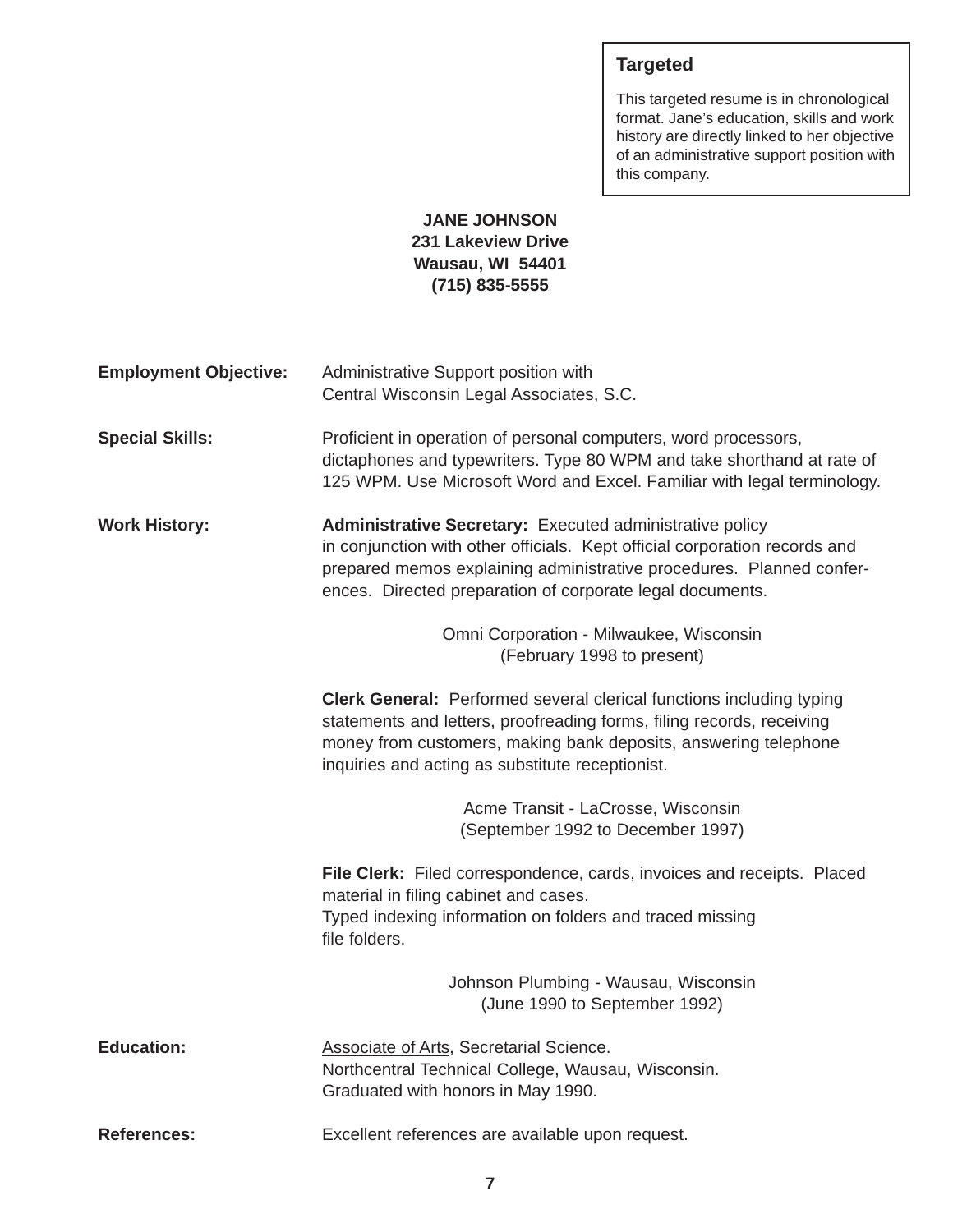**Targeted**

This targeted resume is in chronological format. Jane's education, skills and work history are directly linked to her objective of an administrative support position with this company.

**JANE JOHNSON**
**231 Lakeview Drive**
**Wausau, WI 54401**
**(715) 835-5555**

**Employment Objective:** Administrative Support position with Central Wisconsin Legal Associates, S.C.

**Special Skills:** Proficient in operation of personal computers, word processors, dictaphones and typewriters. Type 80 WPM and take shorthand at rate of 125 WPM. Use Microsoft Word and Excel. Familiar with legal terminology.

**Work History:**

**Administrative Secretary:** Executed administrative policy in conjunction with other officials. Kept official corporation records and prepared memos explaining administrative procedures. Planned conferences. Directed preparation of corporate legal documents.

Omni Corporation - Milwaukee, Wisconsin
(February 1998 to present)

**Clerk General:** Performed several clerical functions including typing statements and letters, proofreading forms, filing records, receiving money from customers, making bank deposits, answering telephone inquiries and acting as substitute receptionist.

Acme Transit - LaCrosse, Wisconsin
(September 1992 to December 1997)

**File Clerk:** Filed correspondence, cards, invoices and receipts. Placed material in filing cabinet and cases.
Typed indexing information on folders and traced missing file folders.

Johnson Plumbing - Wausau, Wisconsin
(June 1990 to September 1992)

**Education:** Associate of Arts, Secretarial Science.
Northcentral Technical College, Wausau, Wisconsin.
Graduated with honors in May 1990.

**References:** Excellent references are available upon request.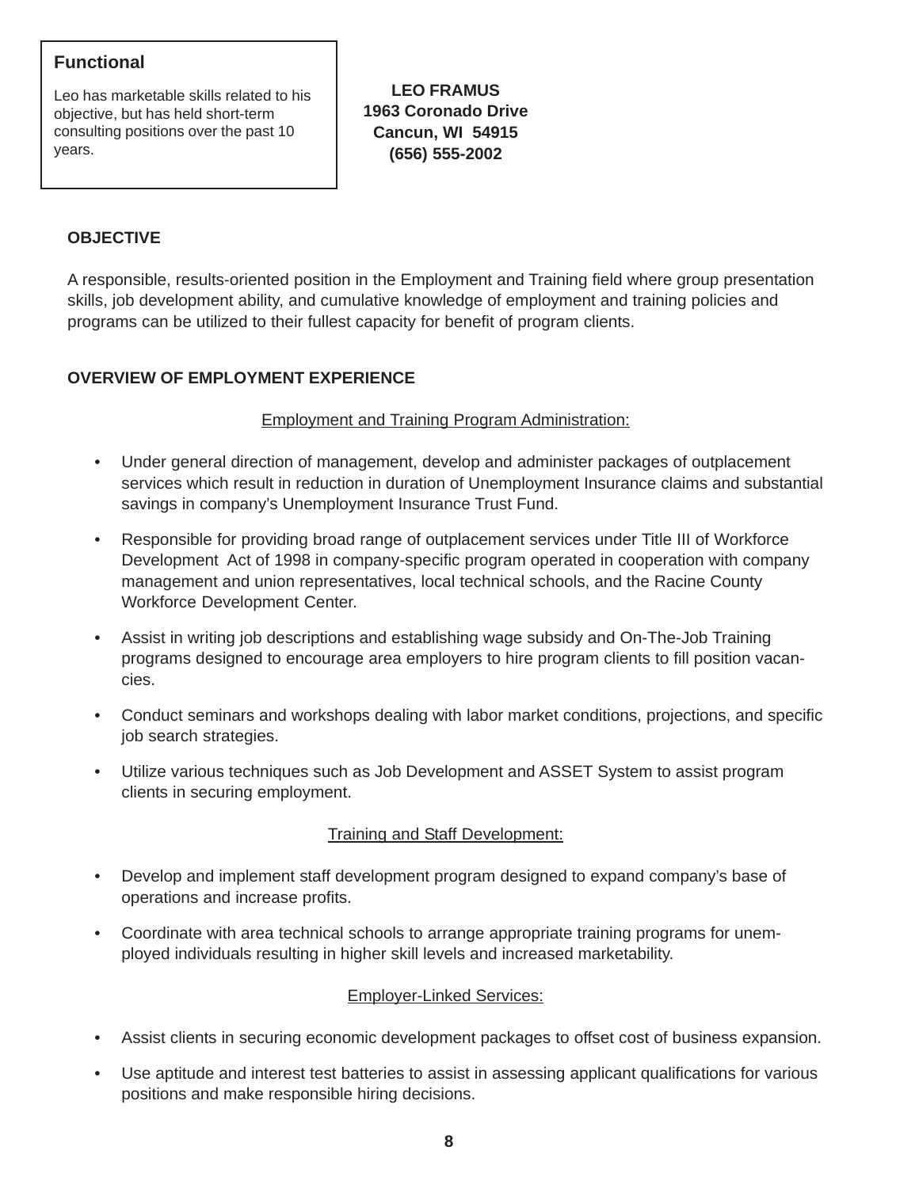**Functional**

Leo has marketable skills related to his objective, but has held short-term consulting positions over the past 10 years.

**LEO FRAMUS**
**1963 Coronado Drive**
**Cancun, WI 54915**
**(656) 555-2002**

**OBJECTIVE**

A responsible, results-oriented position in the Employment and Training field where group presentation skills, job development ability, and cumulative knowledge of employment and training policies and programs can be utilized to their fullest capacity for benefit of program clients.

**OVERVIEW OF EMPLOYMENT EXPERIENCE**

<u>Employment and Training Program Administration:</u>

- Under general direction of management, develop and administer packages of outplacement services which result in reduction in duration of Unemployment Insurance claims and substantial savings in company's Unemployment Insurance Trust Fund.
- Responsible for providing broad range of outplacement services under Title III of Workforce Development Act of 1998 in company-specific program operated in cooperation with company management and union representatives, local technical schools, and the Racine County Workforce Development Center.
- Assist in writing job descriptions and establishing wage subsidy and On-The-Job Training programs designed to encourage area employers to hire program clients to fill position vacancies.
- Conduct seminars and workshops dealing with labor market conditions, projections, and specific job search strategies.
- Utilize various techniques such as Job Development and ASSET System to assist program clients in securing employment.

<u>Training and Staff Development:</u>

- Develop and implement staff development program designed to expand company's base of operations and increase profits.
- Coordinate with area technical schools to arrange appropriate training programs for unemployed individuals resulting in higher skill levels and increased marketability.

<u>Employer-Linked Services:</u>

- Assist clients in securing economic development packages to offset cost of business expansion.
- Use aptitude and interest test batteries to assist in assessing applicant qualifications for various positions and make responsible hiring decisions.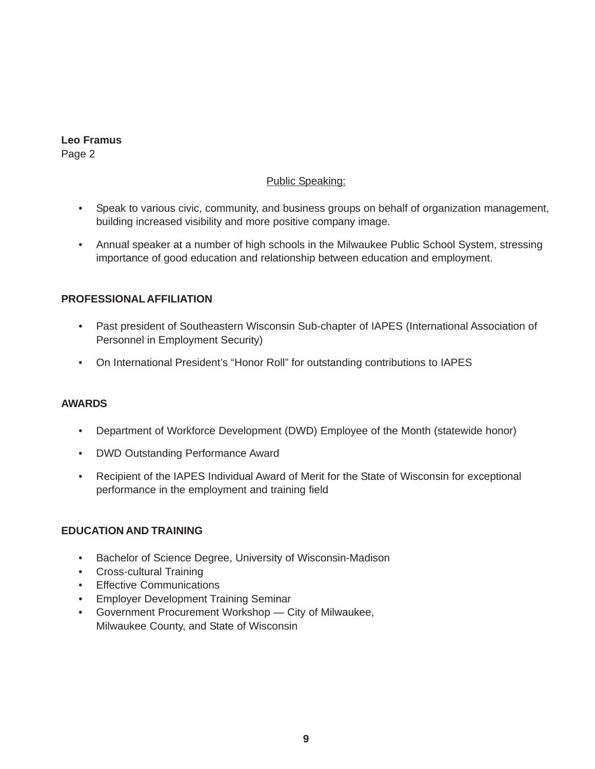**Leo Framus**
Page 2

Public Speaking:

- Speak to various civic, community, and business groups on behalf of organization management, building increased visibility and more positive company image.
- Annual speaker at a number of high schools in the Milwaukee Public School System, stressing importance of good education and relationship between education and employment.

**PROFESSIONAL AFFILIATION**

- Past president of Southeastern Wisconsin Sub-chapter of IAPES (International Association of Personnel in Employment Security)
- On International President's "Honor Roll" for outstanding contributions to IAPES

**AWARDS**

- Department of Workforce Development (DWD) Employee of the Month (statewide honor)
- DWD Outstanding Performance Award
- Recipient of the IAPES Individual Award of Merit for the State of Wisconsin for exceptional performance in the employment and training field

**EDUCATION AND TRAINING**

- Bachelor of Science Degree, University of Wisconsin-Madison
- Cross-cultural Training
- Effective Communications
- Employer Development Training Seminar
- Government Procurement Workshop — City of Milwaukee, Milwaukee County, and State of Wisconsin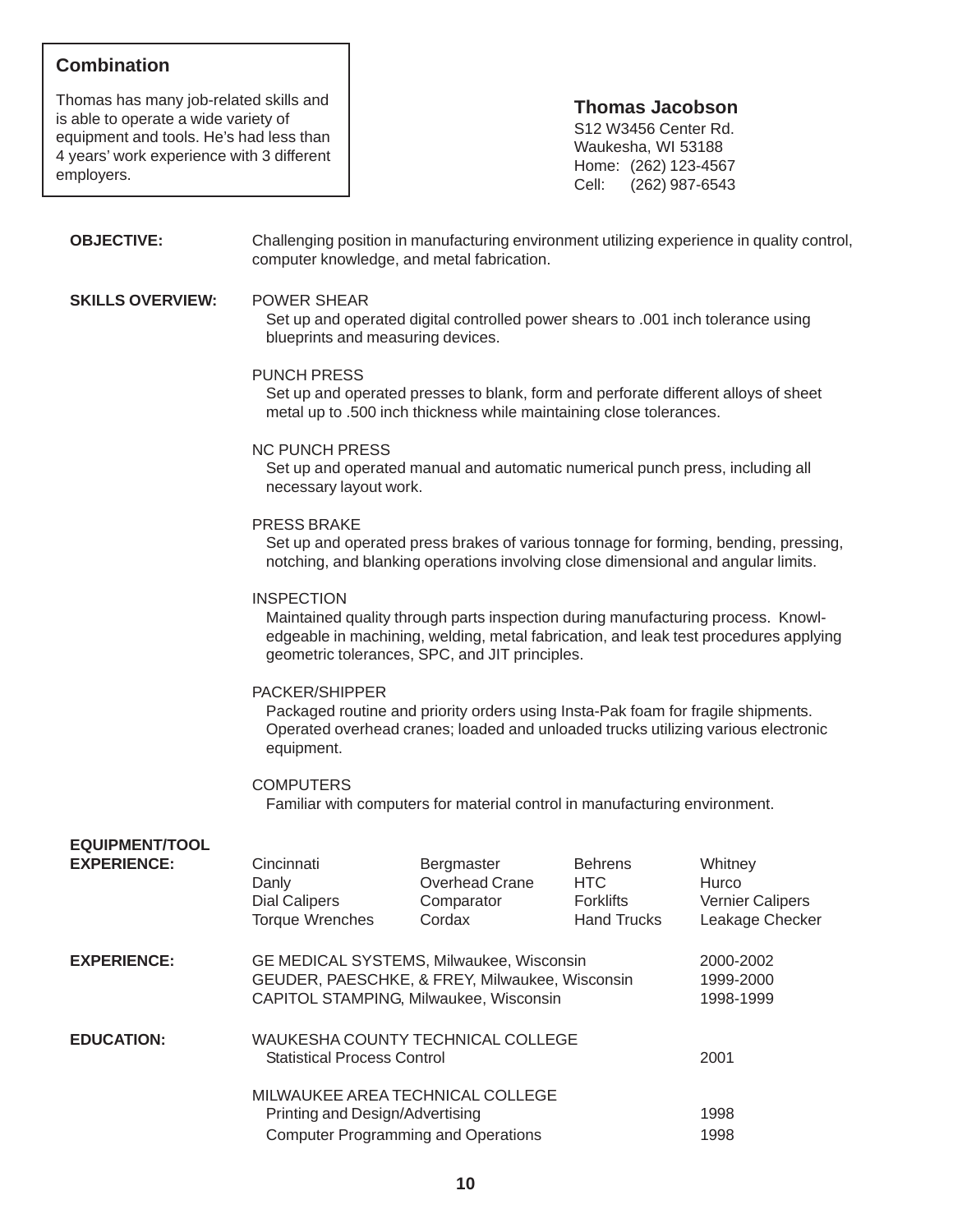**Combination**

Thomas has many job-related skills and is able to operate a wide variety of equipment and tools. He's had less than 4 years' work experience with 3 different employers.

**Thomas Jacobson**
S12 W3456 Center Rd.
Waukesha, WI 53188
Home: (262) 123-4567
Cell: (262) 987-6543

**OBJECTIVE:** Challenging position in manufacturing environment utilizing experience in quality control, computer knowledge, and metal fabrication.

**SKILLS OVERVIEW:**

POWER SHEAR
Set up and operated digital controlled power shears to .001 inch tolerance using blueprints and measuring devices.

PUNCH PRESS
Set up and operated presses to blank, form and perforate different alloys of sheet metal up to .500 inch thickness while maintaining close tolerances.

NC PUNCH PRESS
Set up and operated manual and automatic numerical punch press, including all necessary layout work.

PRESS BRAKE
Set up and operated press brakes of various tonnage for forming, bending, pressing, notching, and blanking operations involving close dimensional and angular limits.

INSPECTION
Maintained quality through parts inspection during manufacturing process. Knowledgeable in machining, welding, metal fabrication, and leak test procedures applying geometric tolerances, SPC, and JIT principles.

PACKER/SHIPPER
Packaged routine and priority orders using Insta-Pak foam for fragile shipments. Operated overhead cranes; loaded and unloaded trucks utilizing various electronic equipment.

COMPUTERS
Familiar with computers for material control in manufacturing environment.

**EQUIPMENT/TOOL EXPERIENCE:**

| | | | |
|---|---|---|---|
| Cincinnati | Bergmaster | Behrens | Whitney |
| Danly | Overhead Crane | HTC | Hurco |
| Dial Calipers | Comparator | Forklifts | Vernier Calipers |
| Torque Wrenches | Cordax | Hand Trucks | Leakage Checker |

**EXPERIENCE:**

| | |
|---|---|
| GE MEDICAL SYSTEMS, Milwaukee, Wisconsin | 2000-2002 |
| GEUDER, PAESCHKE, & FREY, Milwaukee, Wisconsin | 1999-2000 |
| CAPITOL STAMPING, Milwaukee, Wisconsin | 1998-1999 |

**EDUCATION:**

WAUKESHA COUNTY TECHNICAL COLLEGE
Statistical Process Control — 2001

MILWAUKEE AREA TECHNICAL COLLEGE
Printing and Design/Advertising — 1998
Computer Programming and Operations — 1998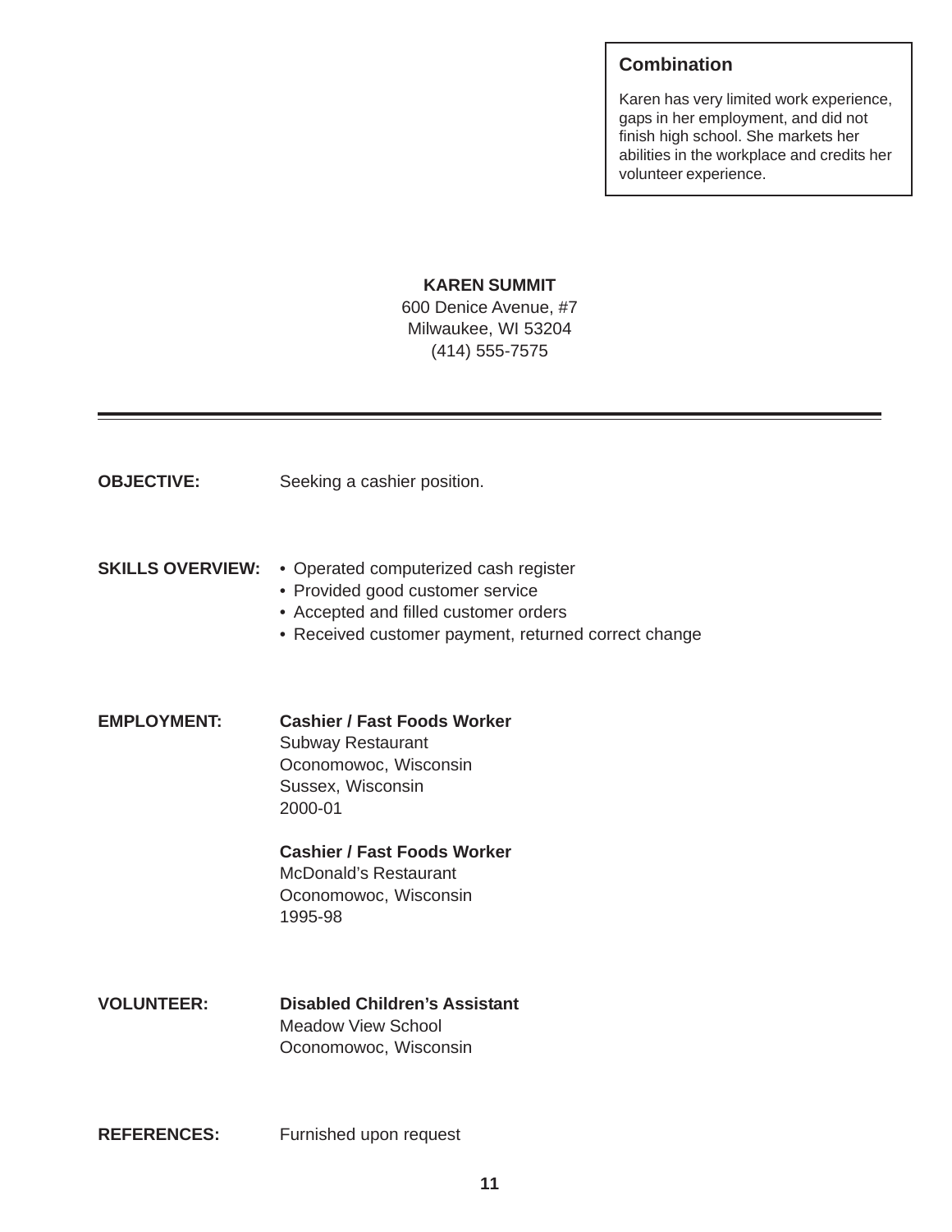**Combination**

Karen has very limited work experience, gaps in her employment, and did not finish high school. She markets her abilities in the workplace and credits her volunteer experience.

**KAREN SUMMIT**
600 Denice Avenue, #7
Milwaukee, WI 53204
(414) 555-7575

---

**OBJECTIVE:** Seeking a cashier position.

**SKILLS OVERVIEW:**

- Operated computerized cash register
- Provided good customer service
- Accepted and filled customer orders
- Received customer payment, returned correct change

**EMPLOYMENT:**

**Cashier / Fast Foods Worker**
Subway Restaurant
Oconomowoc, Wisconsin
Sussex, Wisconsin
2000-01

**Cashier / Fast Foods Worker**
McDonald's Restaurant
Oconomowoc, Wisconsin
1995-98

**VOLUNTEER:**

**Disabled Children's Assistant**
Meadow View School
Oconomowoc, Wisconsin

**REFERENCES:** Furnished upon request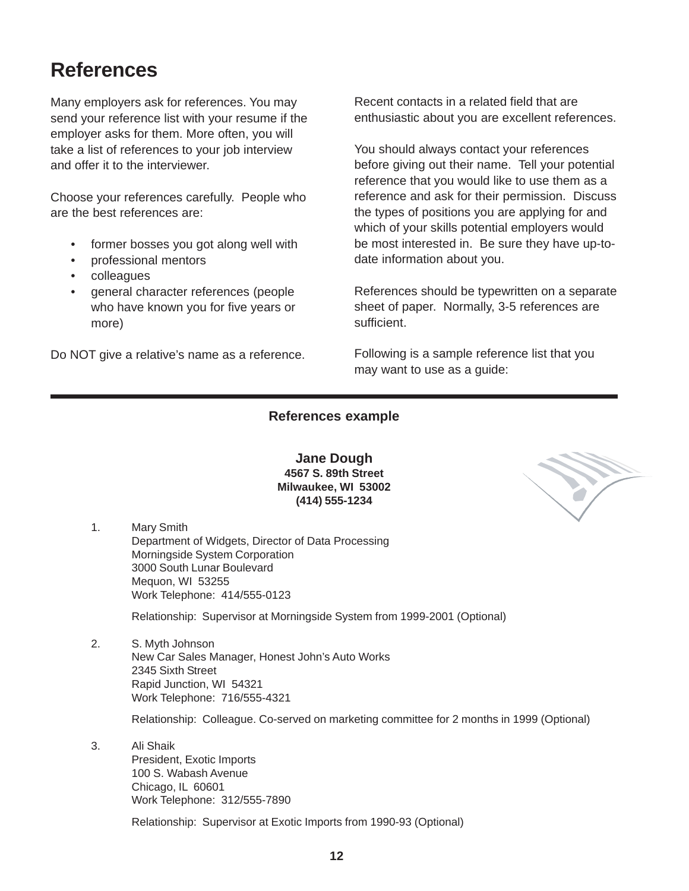# References

Many employers ask for references. You may send your reference list with your resume if the employer asks for them. More often, you will take a list of references to your job interview and offer it to the interviewer.

Choose your references carefully. People who are the best references are:

- former bosses you got along well with
- professional mentors
- colleagues
- general character references (people who have known you for five years or more)

Do NOT give a relative's name as a reference.

Recent contacts in a related field that are enthusiastic about you are excellent references.

You should always contact your references before giving out their name. Tell your potential reference that you would like to use them as a reference and ask for their permission. Discuss the types of positions you are applying for and which of your skills potential employers would be most interested in. Be sure they have up-to-date information about you.

References should be typewritten on a separate sheet of paper. Normally, 3-5 references are sufficient.

Following is a sample reference list that you may want to use as a guide:

---

**References example**

**Jane Dough**
**4567 S. 89th Street**
**Milwaukee, WI 53002**
**(414) 555-1234**

1. Mary Smith
   Department of Widgets, Director of Data Processing
   Morningside System Corporation
   3000 South Lunar Boulevard
   Mequon, WI 53255
   Work Telephone: 414/555-0123

   Relationship: Supervisor at Morningside System from 1999-2001 (Optional)

2. S. Myth Johnson
   New Car Sales Manager, Honest John's Auto Works
   2345 Sixth Street
   Rapid Junction, WI 54321
   Work Telephone: 716/555-4321

   Relationship: Colleague. Co-served on marketing committee for 2 months in 1999 (Optional)

3. Ali Shaik
   President, Exotic Imports
   100 S. Wabash Avenue
   Chicago, IL 60601
   Work Telephone: 312/555-7890

   Relationship: Supervisor at Exotic Imports from 1990-93 (Optional)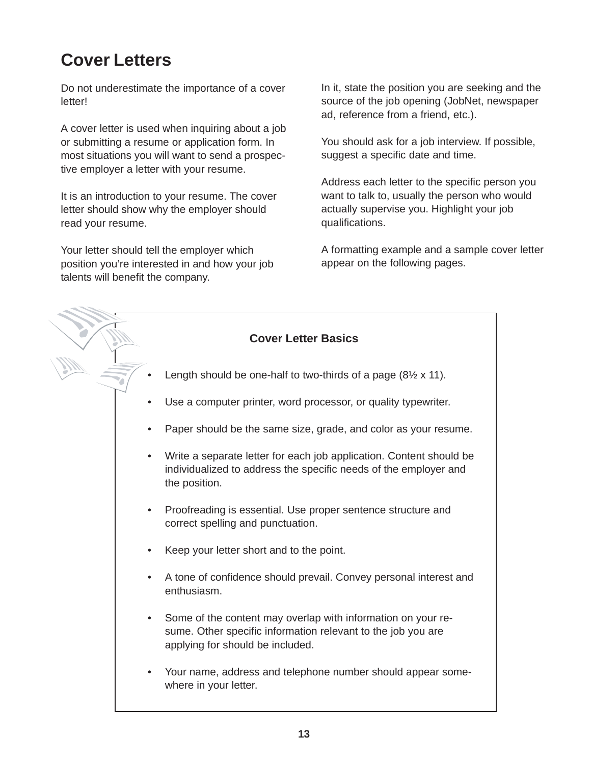# Cover Letters

Do not underestimate the importance of a cover letter!

A cover letter is used when inquiring about a job or submitting a resume or application form. In most situations you will want to send a prospective employer a letter with your resume.

It is an introduction to your resume. The cover letter should show why the employer should read your resume.

Your letter should tell the employer which position you're interested in and how your job talents will benefit the company.

In it, state the position you are seeking and the source of the job opening (JobNet, newspaper ad, reference from a friend, etc.).

You should ask for a job interview. If possible, suggest a specific date and time.

Address each letter to the specific person you want to talk to, usually the person who would actually supervise you. Highlight your job qualifications.

A formatting example and a sample cover letter appear on the following pages.

### Cover Letter Basics

- Length should be one-half to two-thirds of a page (8½ x 11).
- Use a computer printer, word processor, or quality typewriter.
- Paper should be the same size, grade, and color as your resume.
- Write a separate letter for each job application. Content should be individualized to address the specific needs of the employer and the position.
- Proofreading is essential. Use proper sentence structure and correct spelling and punctuation.
- Keep your letter short and to the point.
- A tone of confidence should prevail. Convey personal interest and enthusiasm.
- Some of the content may overlap with information on your resume. Other specific information relevant to the job you are applying for should be included.
- Your name, address and telephone number should appear somewhere in your letter.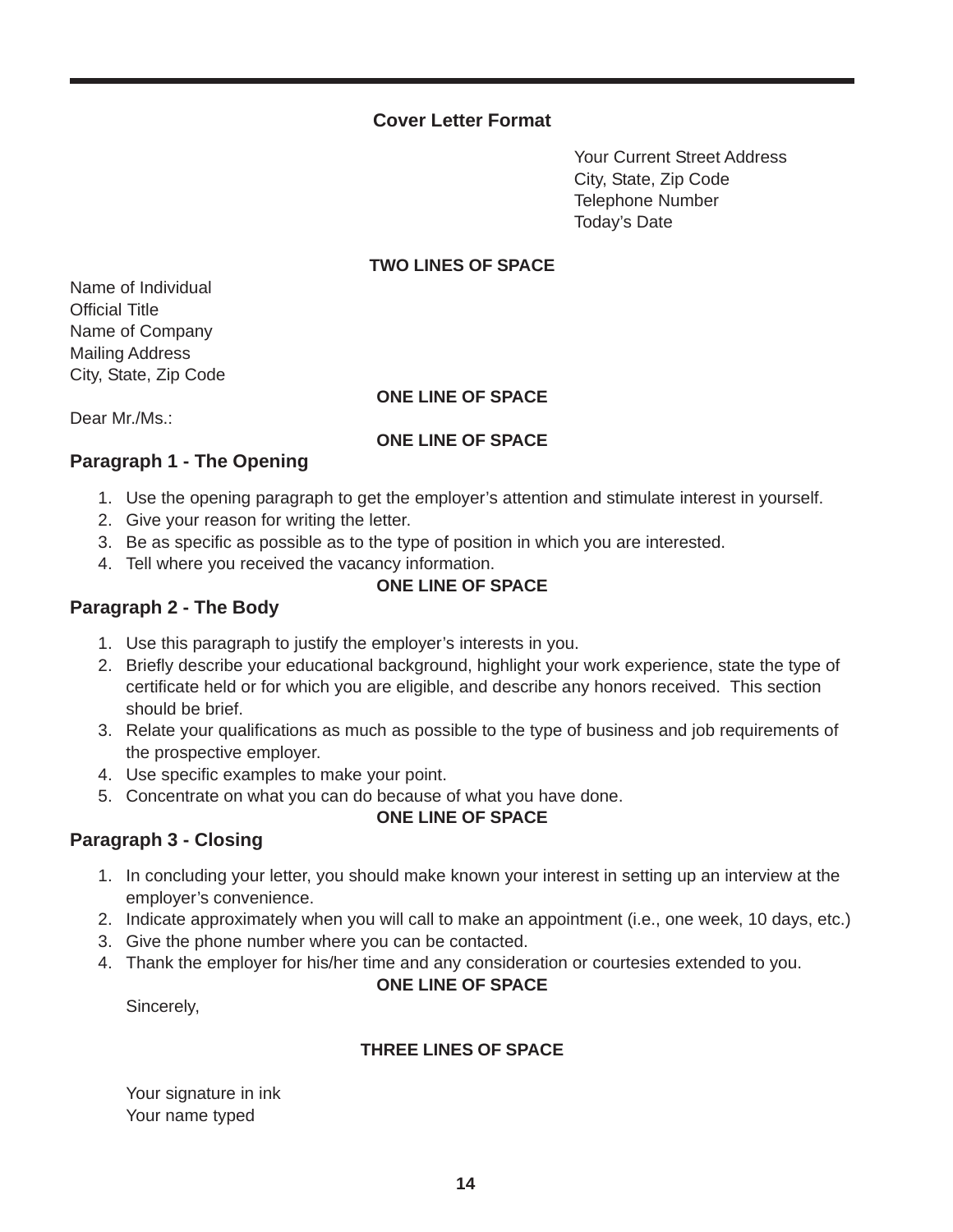## Cover Letter Format

Your Current Street Address
City, State, Zip Code
Telephone Number
Today's Date

**TWO LINES OF SPACE**

Name of Individual
Official Title
Name of Company
Mailing Address
City, State, Zip Code

**ONE LINE OF SPACE**

Dear Mr./Ms.:

**ONE LINE OF SPACE**

### Paragraph 1 - The Opening

1. Use the opening paragraph to get the employer's attention and stimulate interest in yourself.
2. Give your reason for writing the letter.
3. Be as specific as possible as to the type of position in which you are interested.
4. Tell where you received the vacancy information.

**ONE LINE OF SPACE**

### Paragraph 2 - The Body

1. Use this paragraph to justify the employer's interests in you.
2. Briefly describe your educational background, highlight your work experience, state the type of certificate held or for which you are eligible, and describe any honors received. This section should be brief.
3. Relate your qualifications as much as possible to the type of business and job requirements of the prospective employer.
4. Use specific examples to make your point.
5. Concentrate on what you can do because of what you have done.

**ONE LINE OF SPACE**

### Paragraph 3 - Closing

1. In concluding your letter, you should make known your interest in setting up an interview at the employer's convenience.
2. Indicate approximately when you will call to make an appointment (i.e., one week, 10 days, etc.)
3. Give the phone number where you can be contacted.
4. Thank the employer for his/her time and any consideration or courtesies extended to you.

**ONE LINE OF SPACE**

Sincerely,

**THREE LINES OF SPACE**

Your signature in ink
Your name typed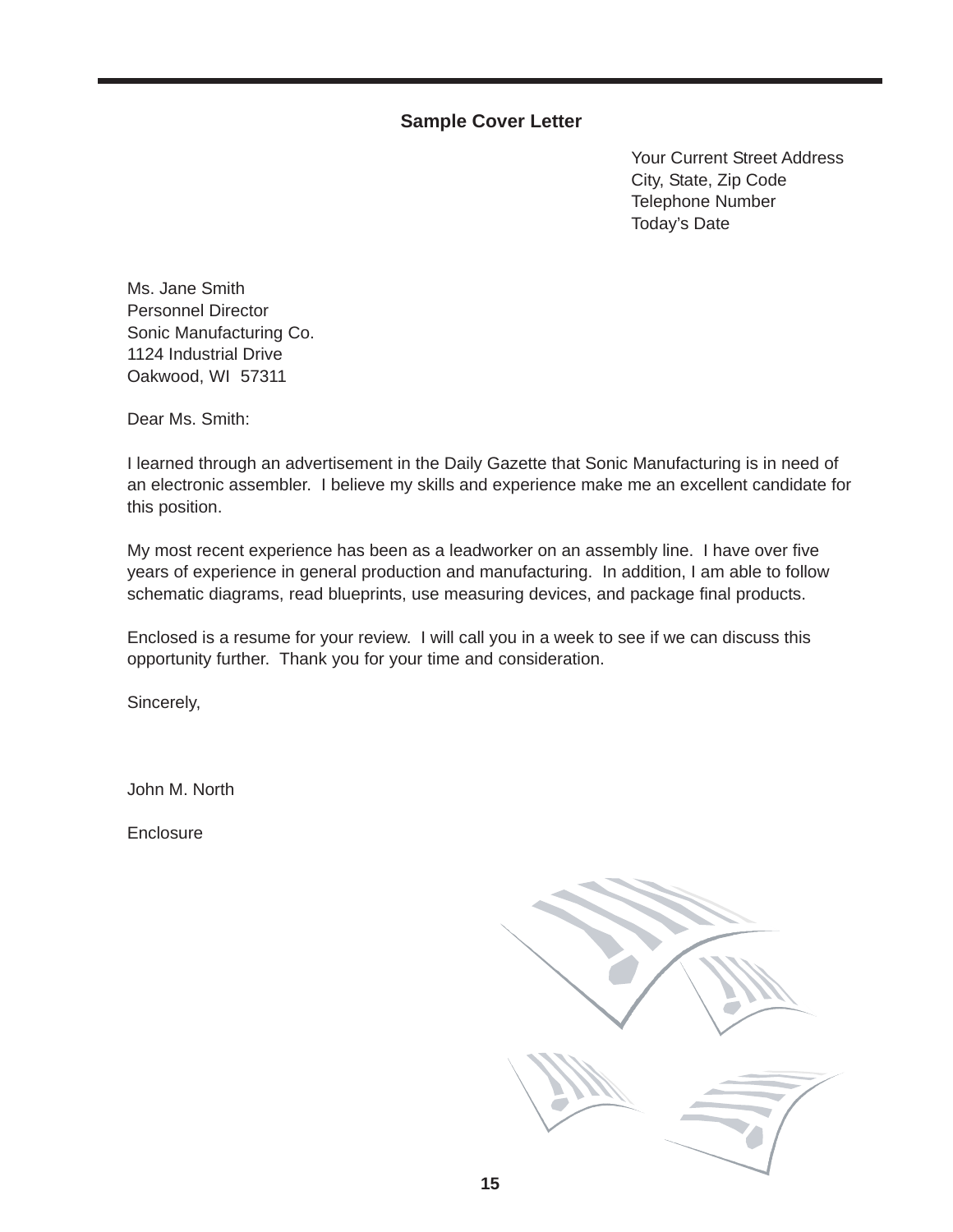## Sample Cover Letter

Your Current Street Address
City, State, Zip Code
Telephone Number
Today's Date

Ms. Jane Smith
Personnel Director
Sonic Manufacturing Co.
1124 Industrial Drive
Oakwood, WI 57311

Dear Ms. Smith:

I learned through an advertisement in the Daily Gazette that Sonic Manufacturing is in need of an electronic assembler. I believe my skills and experience make me an excellent candidate for this position.

My most recent experience has been as a leadworker on an assembly line. I have over five years of experience in general production and manufacturing. In addition, I am able to follow schematic diagrams, read blueprints, use measuring devices, and package final products.

Enclosed is a resume for your review. I will call you in a week to see if we can discuss this opportunity further. Thank you for your time and consideration.

Sincerely,

John M. North

Enclosure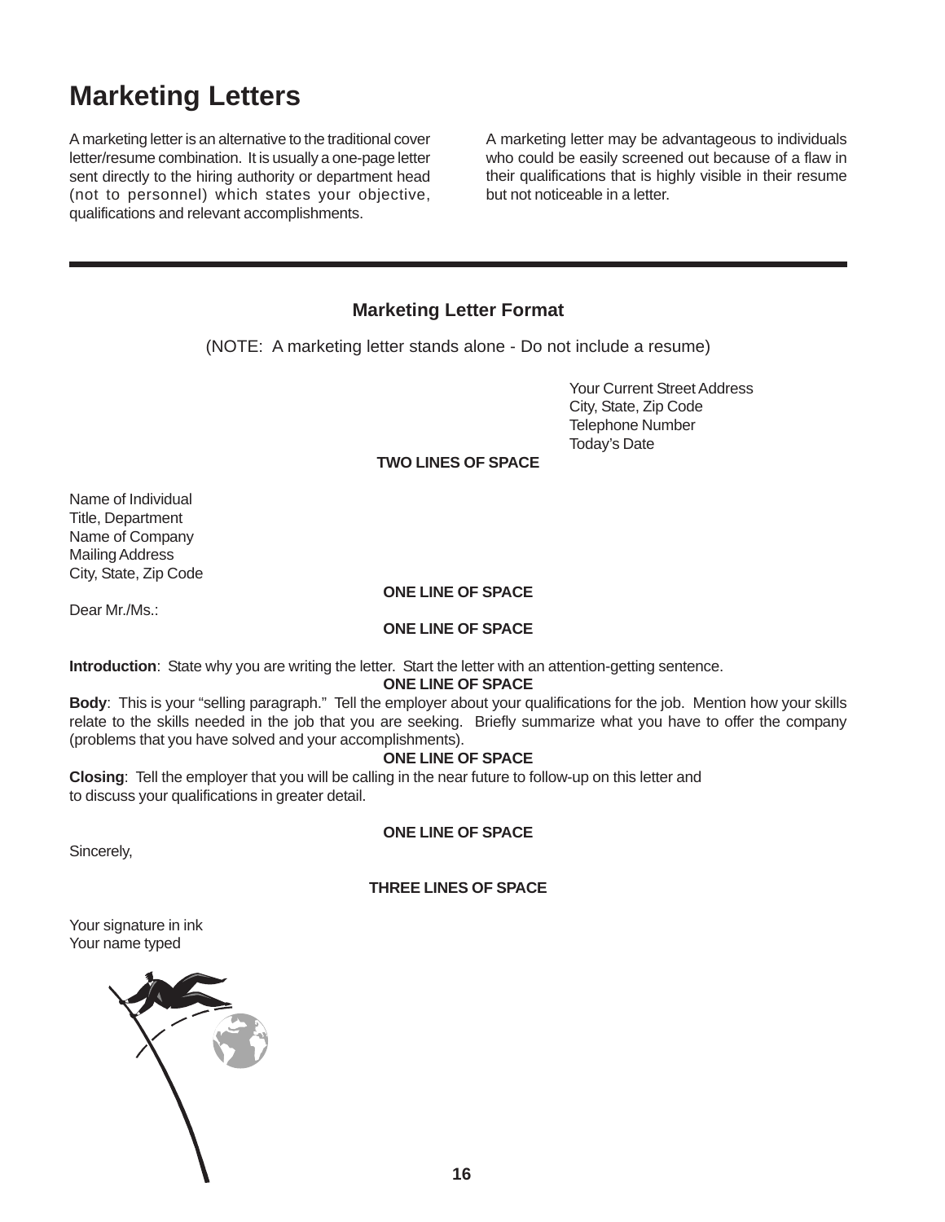# Marketing Letters

A marketing letter is an alternative to the traditional cover letter/resume combination. It is usually a one-page letter sent directly to the hiring authority or department head (not to personnel) which states your objective, qualifications and relevant accomplishments.

A marketing letter may be advantageous to individuals who could be easily screened out because of a flaw in their qualifications that is highly visible in their resume but not noticeable in a letter.

---

### Marketing Letter Format

(NOTE: A marketing letter stands alone - Do not include a resume)

Your Current Street Address
City, State, Zip Code
Telephone Number
Today's Date

**TWO LINES OF SPACE**

Name of Individual
Title, Department
Name of Company
Mailing Address
City, State, Zip Code

**ONE LINE OF SPACE**

Dear Mr./Ms.:

**ONE LINE OF SPACE**

**Introduction**: State why you are writing the letter. Start the letter with an attention-getting sentence.

**ONE LINE OF SPACE**

**Body**: This is your "selling paragraph." Tell the employer about your qualifications for the job. Mention how your skills relate to the skills needed in the job that you are seeking. Briefly summarize what you have to offer the company (problems that you have solved and your accomplishments).

**ONE LINE OF SPACE**

**Closing**: Tell the employer that you will be calling in the near future to follow-up on this letter and to discuss your qualifications in greater detail.

**ONE LINE OF SPACE**

Sincerely,

**THREE LINES OF SPACE**

Your signature in ink
Your name typed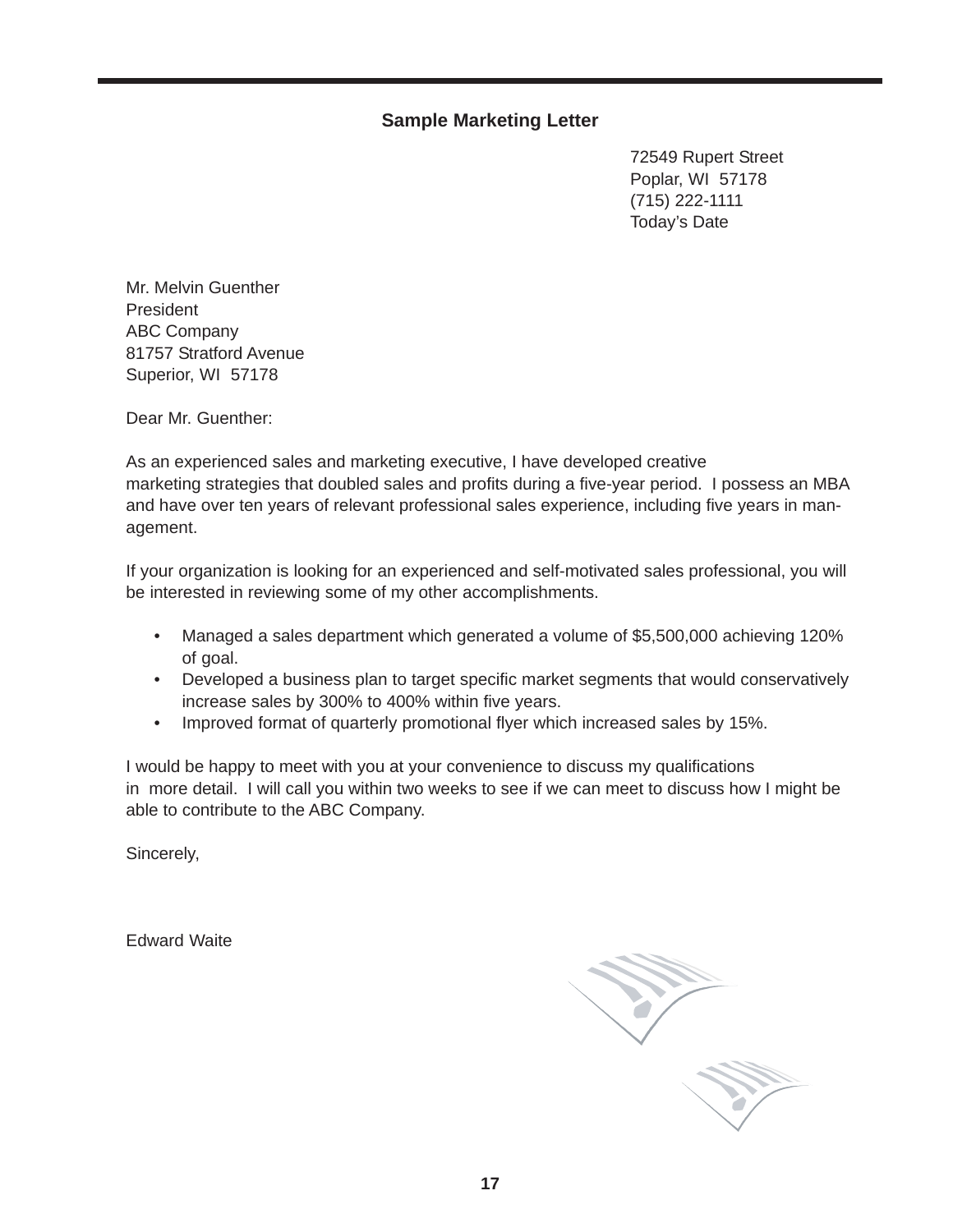## Sample Marketing Letter

72549 Rupert Street
Poplar, WI 57178
(715) 222-1111
Today's Date

Mr. Melvin Guenther
President
ABC Company
81757 Stratford Avenue
Superior, WI 57178

Dear Mr. Guenther:

As an experienced sales and marketing executive, I have developed creative marketing strategies that doubled sales and profits during a five-year period. I possess an MBA and have over ten years of relevant professional sales experience, including five years in management.

If your organization is looking for an experienced and self-motivated sales professional, you will be interested in reviewing some of my other accomplishments.

- Managed a sales department which generated a volume of $5,500,000 achieving 120% of goal.
- Developed a business plan to target specific market segments that would conservatively increase sales by 300% to 400% within five years.
- Improved format of quarterly promotional flyer which increased sales by 15%.

I would be happy to meet with you at your convenience to discuss my qualifications in more detail. I will call you within two weeks to see if we can meet to discuss how I might be able to contribute to the ABC Company.

Sincerely,

Edward Waite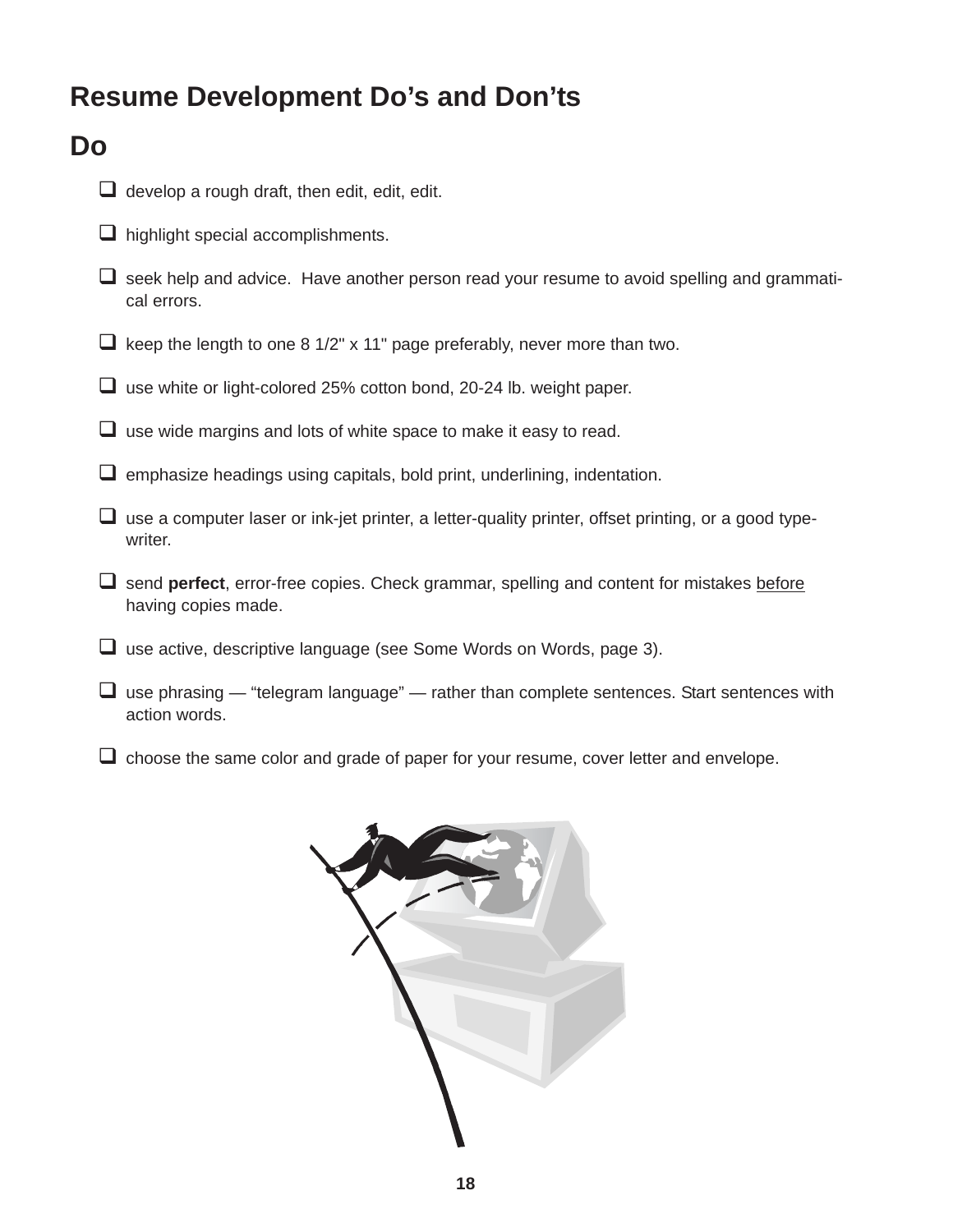# Resume Development Do's and Don'ts

## Do

- develop a rough draft, then edit, edit, edit.
- highlight special accomplishments.
- seek help and advice. Have another person read your resume to avoid spelling and grammatical errors.
- keep the length to one 8 1/2" x 11" page preferably, never more than two.
- use white or light-colored 25% cotton bond, 20-24 lb. weight paper.
- use wide margins and lots of white space to make it easy to read.
- emphasize headings using capitals, bold print, underlining, indentation.
- use a computer laser or ink-jet printer, a letter-quality printer, offset printing, or a good typewriter.
- send **perfect**, error-free copies. Check grammar, spelling and content for mistakes <u>before</u> having copies made.
- use active, descriptive language (see Some Words on Words, page 3).
- use phrasing — "telegram language" — rather than complete sentences. Start sentences with action words.
- choose the same color and grade of paper for your resume, cover letter and envelope.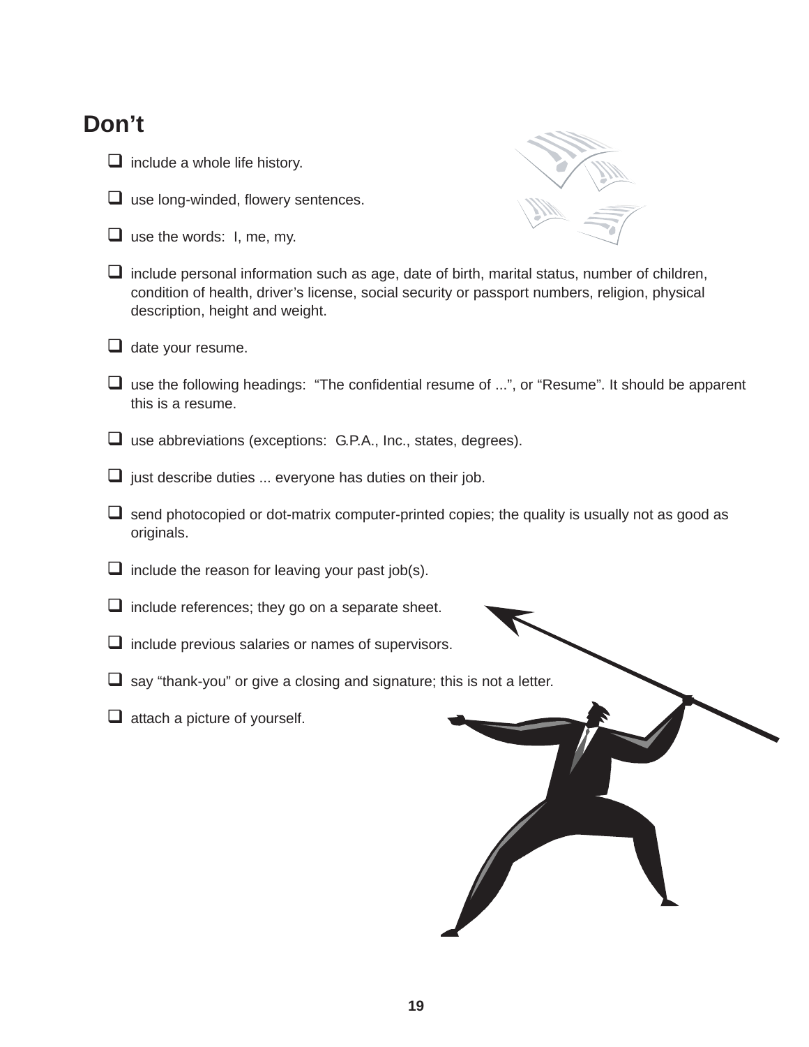## Don't

- include a whole life history.
- use long-winded, flowery sentences.
- use the words:  I, me, my.
- include personal information such as age, date of birth, marital status, number of children, condition of health, driver's license, social security or passport numbers, religion, physical description, height and weight.
- date your resume.
- use the following headings:  "The confidential resume of ...", or "Resume". It should be apparent this is a resume.
- use abbreviations (exceptions:  G.P.A., Inc., states, degrees).
- just describe duties ... everyone has duties on their job.
- send photocopied or dot-matrix computer-printed copies; the quality is usually not as good as originals.
- include the reason for leaving your past job(s).
- include references; they go on a separate sheet.
- include previous salaries or names of supervisors.
- say "thank-you" or give a closing and signature; this is not a letter.
- attach a picture of yourself.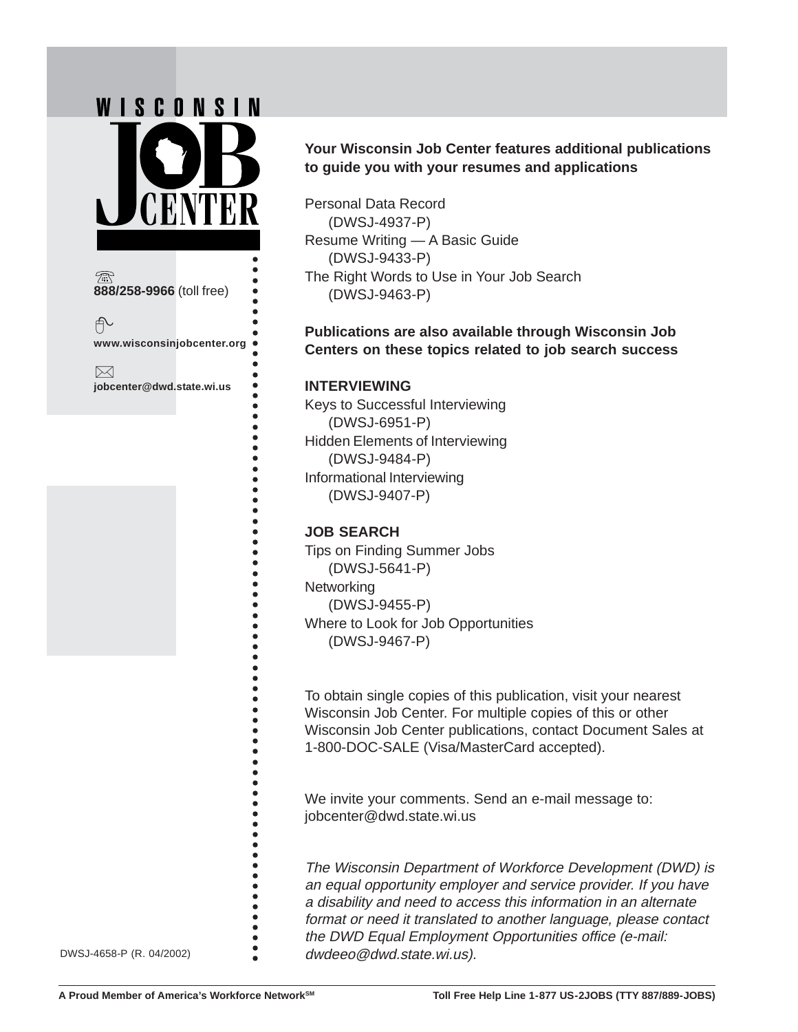WISCONSIN JOB CENTER

**888/258-9966** (toll free)

**www.wisconsinjobcenter.org**

**jobcenter@dwd.state.wi.us**

**Your Wisconsin Job Center features additional publications to guide you with your resumes and applications**

Personal Data Record
(DWSJ-4937-P)
Resume Writing — A Basic Guide
(DWSJ-9433-P)
The Right Words to Use in Your Job Search
(DWSJ-9463-P)

**Publications are also available through Wisconsin Job Centers on these topics related to job search success**

**INTERVIEWING**

Keys to Successful Interviewing
(DWSJ-6951-P)
Hidden Elements of Interviewing
(DWSJ-9484-P)
Informational Interviewing
(DWSJ-9407-P)

**JOB SEARCH**

Tips on Finding Summer Jobs
(DWSJ-5641-P)
Networking
(DWSJ-9455-P)
Where to Look for Job Opportunities
(DWSJ-9467-P)

To obtain single copies of this publication, visit your nearest Wisconsin Job Center. For multiple copies of this or other Wisconsin Job Center publications, contact Document Sales at 1-800-DOC-SALE (Visa/MasterCard accepted).

We invite your comments. Send an e-mail message to: jobcenter@dwd.state.wi.us

*The Wisconsin Department of Workforce Development (DWD) is an equal opportunity employer and service provider. If you have a disability and need to access this information in an alternate format or need it translated to another language, please contact the DWD Equal Employment Opportunities office (e-mail: dwdeeo@dwd.state.wi.us).*

DWSJ-4658-P (R. 04/2002)

**A Proud Member of America's Workforce Network[SM]** **Toll Free Help Line 1-877 US-2JOBS (TTY 887/889-JOBS)**